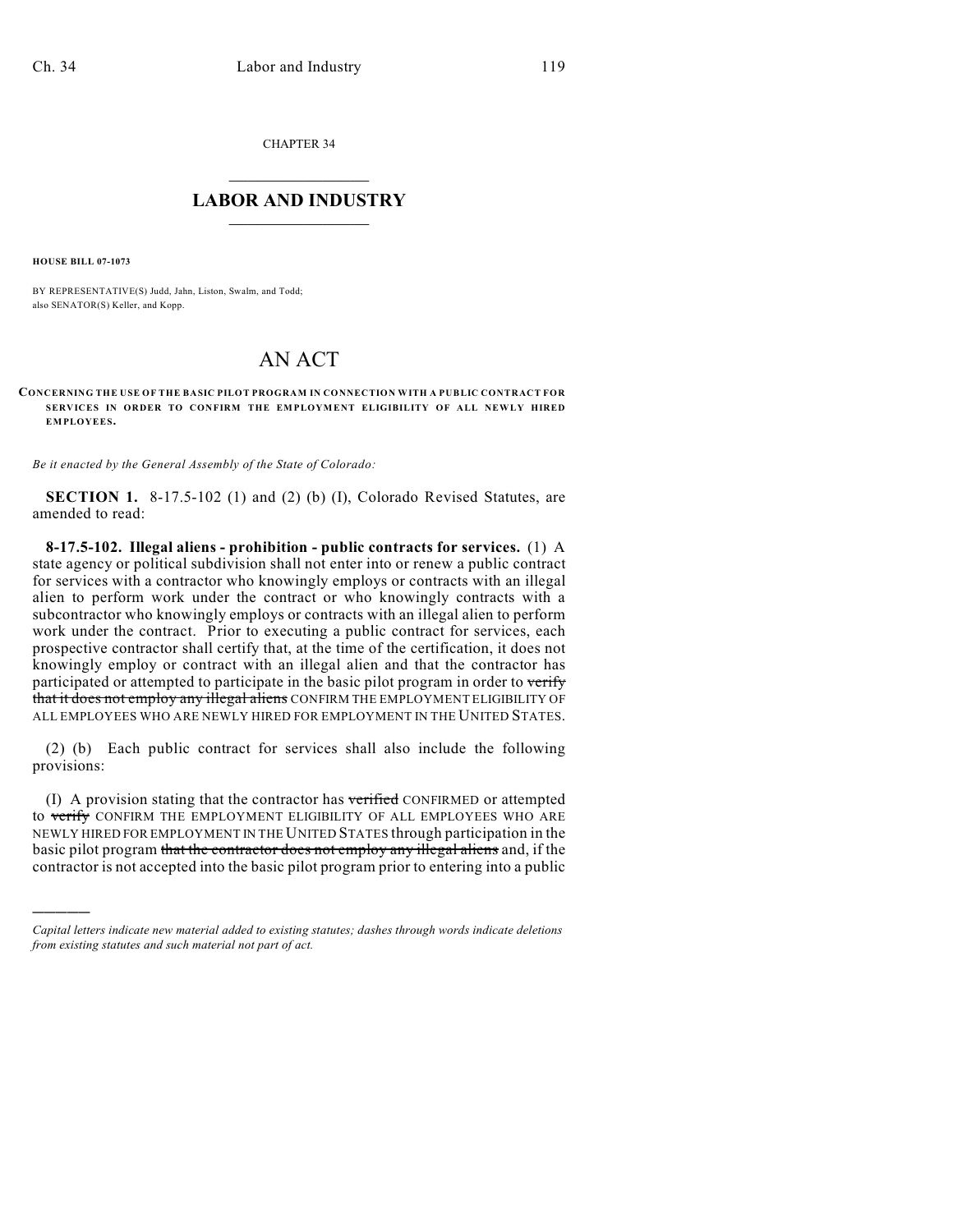CHAPTER 34

# LABOR AND INDUSTRY

**HOUSE BILL 07-1073**

BY REPRESENTATIVE(S) Judd, Jahn, Liston, Swalm, and Todd; also SENATOR(S) Keller, and Kopp.

# AN ACT

**CONCERNING THE USE OF THE BASIC PILOT PROGRAM IN CONNECTION WITH A PUBLIC CONTRACT FOR SERVICES IN ORDER TO CONFIRM THE EMPLOYMENT ELIGIBILITY OF ALL NEWLY HIRED EMPLOYEES.**

*Be it enacted by the General Assembly of the State of Colorado:*

**SECTION 1.** 8-17.5-102 (1) and (2) (b) (I), Colorado Revised Statutes, are amended to read:

**8-17.5-102. Illegal aliens - prohibition - public contracts for services.** (1) A state agency or political subdivision shall not enter into or renew a public contract for services with a contractor who knowingly employs or contracts with an illegal alien to perform work under the contract or who knowingly contracts with a subcontractor who knowingly employs or contracts with an illegal alien to perform work under the contract. Prior to executing a public contract for services, each prospective contractor shall certify that, at the time of the certification, it does not knowingly employ or contract with an illegal alien and that the contractor has participated or attempted to participate in the basic pilot program in order to ~~verify that it does not employ any illegal aliens~~ CONFIRM THE EMPLOYMENT ELIGIBILITY OF ALL EMPLOYEES WHO ARE NEWLY HIRED FOR EMPLOYMENT IN THE UNITED STATES.

(2) (b) Each public contract for services shall also include the following provisions:

(I) A provision stating that the contractor has ~~verified~~ CONFIRMED or attempted to ~~verify~~ CONFIRM THE EMPLOYMENT ELIGIBILITY OF ALL EMPLOYEES WHO ARE NEWLY HIRED FOR EMPLOYMENT IN THE UNITED STATES through participation in the basic pilot program ~~that the contractor does not employ any illegal aliens~~ and, if the contractor is not accepted into the basic pilot program prior to entering into a public

---

*Capital letters indicate new material added to existing statutes; dashes through words indicate deletions from existing statutes and such material not part of act.*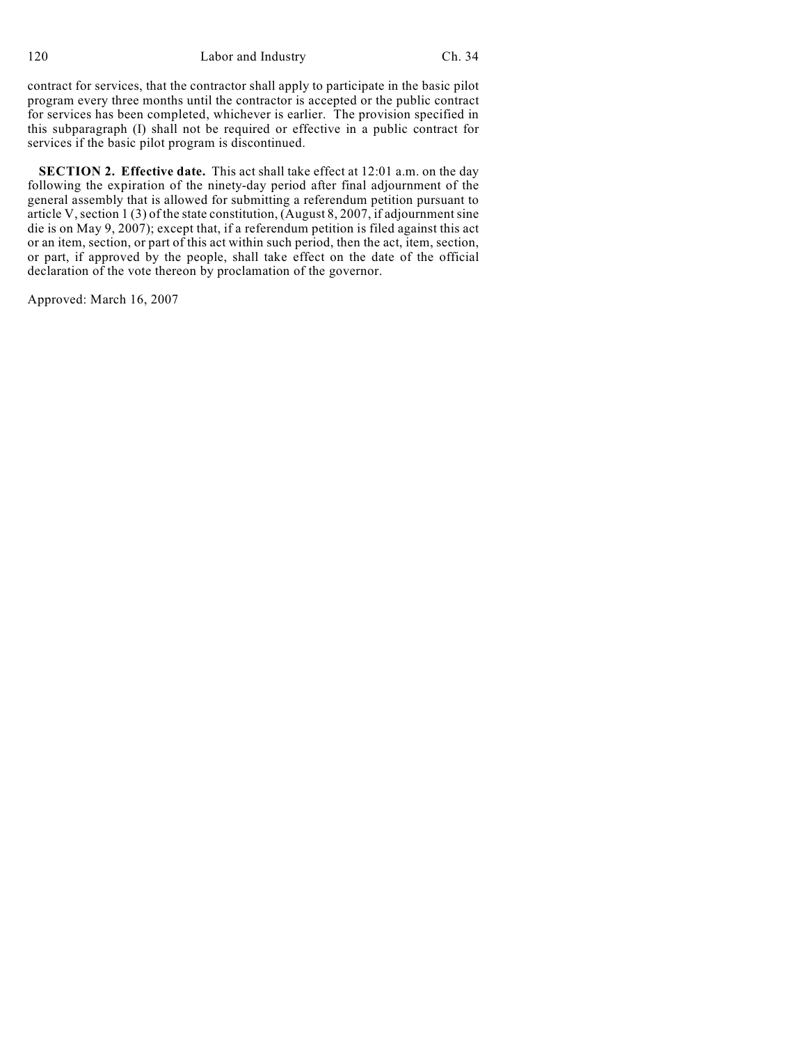contract for services, that the contractor shall apply to participate in the basic pilot program every three months until the contractor is accepted or the public contract for services has been completed, whichever is earlier. The provision specified in this subparagraph (I) shall not be required or effective in a public contract for services if the basic pilot program is discontinued.

**SECTION 2. Effective date.** This act shall take effect at 12:01 a.m. on the day following the expiration of the ninety-day period after final adjournment of the general assembly that is allowed for submitting a referendum petition pursuant to article V, section 1 (3) of the state constitution, (August 8, 2007, if adjournment sine die is on May 9, 2007); except that, if a referendum petition is filed against this act or an item, section, or part of this act within such period, then the act, item, section, or part, if approved by the people, shall take effect on the date of the official declaration of the vote thereon by proclamation of the governor.

Approved: March 16, 2007